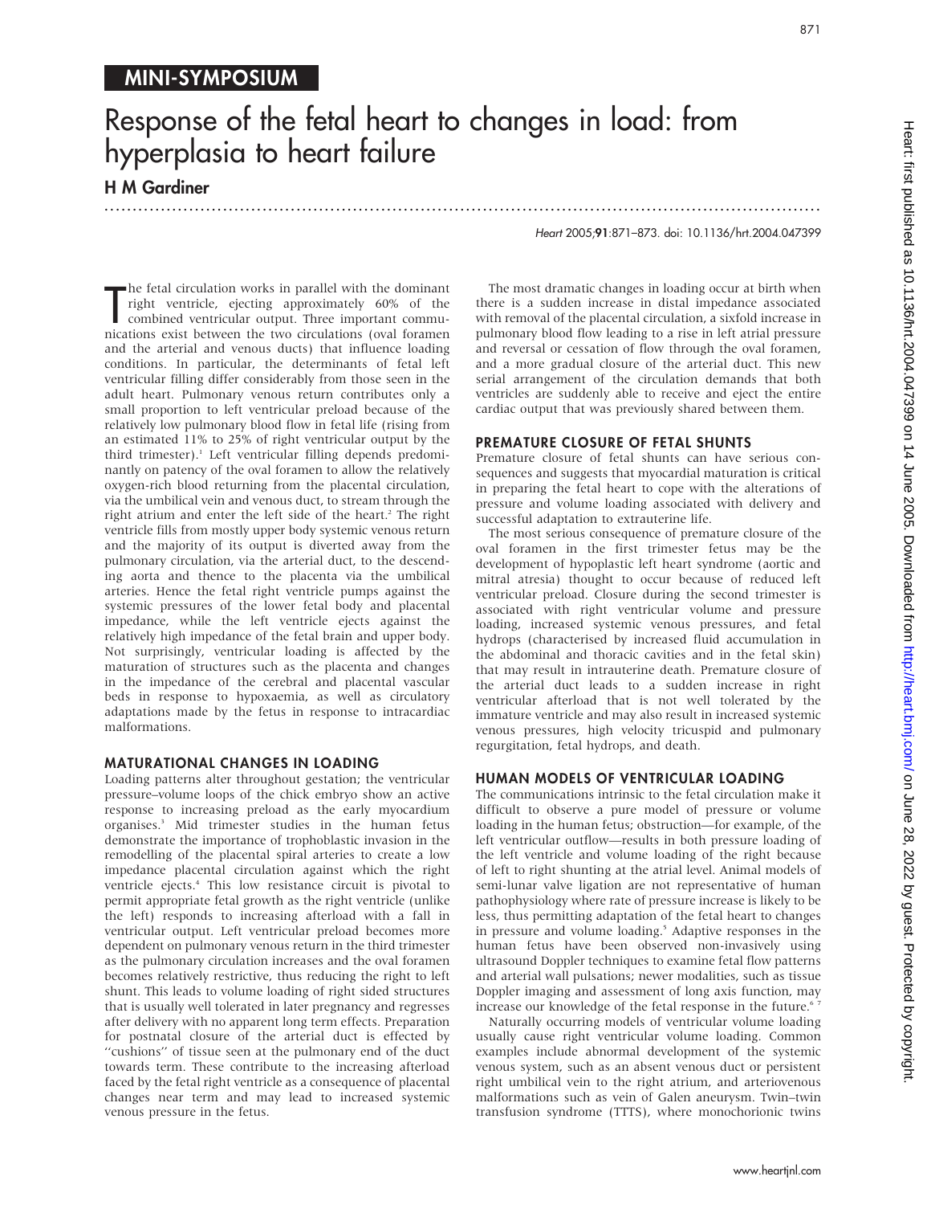MINI-SYMPOSIUM

# Response of the fetal heart to changes in load: from hyperplasia to heart failure

**H M Gardiner**

*Heart* 2005;**91**:871–873. doi: 10.1136/hrt.2004.047399

The fetal circulation works in parallel with the dominant right ventricle, ejecting approximately 60% of the combined ventricular output. Three important communications exist between the two circulations (oval foramen and the arterial and venous ducts) that influence loading conditions. In particular, the determinants of fetal left ventricular filling differ considerably from those seen in the adult heart. Pulmonary venous return contributes only a small proportion to left ventricular preload because of the relatively low pulmonary blood flow in fetal life (rising from an estimated 11% to 25% of right ventricular output by the third trimester).[1] Left ventricular filling depends predominantly on patency of the oval foramen to allow the relatively oxygen-rich blood returning from the placental circulation, via the umbilical vein and venous duct, to stream through the right atrium and enter the left side of the heart.[2] The right ventricle fills from mostly upper body systemic venous return and the majority of its output is diverted away from the pulmonary circulation, via the arterial duct, to the descending aorta and thence to the placenta via the umbilical arteries. Hence the fetal right ventricle pumps against the systemic pressures of the lower fetal body and placental impedance, while the left ventricle ejects against the relatively high impedance of the fetal brain and upper body. Not surprisingly, ventricular loading is affected by the maturation of structures such as the placenta and changes in the impedance of the cerebral and placental vascular beds in response to hypoxaemia, as well as circulatory adaptations made by the fetus in response to intracardiac malformations.

## MATURATIONAL CHANGES IN LOADING

Loading patterns alter throughout gestation; the ventricular pressure–volume loops of the chick embryo show an active response to increasing preload as the early myocardium organises.[3] Mid trimester studies in the human fetus demonstrate the importance of trophoblastic invasion in the remodelling of the placental spiral arteries to create a low impedance placental circulation against which the right ventricle ejects.[4] This low resistance circuit is pivotal to permit appropriate fetal growth as the right ventricle (unlike the left) responds to increasing afterload with a fall in ventricular output. Left ventricular preload becomes more dependent on pulmonary venous return in the third trimester as the pulmonary circulation increases and the oval foramen becomes relatively restrictive, thus reducing the right to left shunt. This leads to volume loading of right sided structures that is usually well tolerated in later pregnancy and regresses after delivery with no apparent long term effects. Preparation for postnatal closure of the arterial duct is effected by "cushions" of tissue seen at the pulmonary end of the duct towards term. These contribute to the increasing afterload faced by the fetal right ventricle as a consequence of placental changes near term and may lead to increased systemic venous pressure in the fetus.

The most dramatic changes in loading occur at birth when there is a sudden increase in distal impedance associated with removal of the placental circulation, a sixfold increase in pulmonary blood flow leading to a rise in left atrial pressure and reversal or cessation of flow through the oval foramen, and a more gradual closure of the arterial duct. This new serial arrangement of the circulation demands that both ventricles are suddenly able to receive and eject the entire cardiac output that was previously shared between them.

## PREMATURE CLOSURE OF FETAL SHUNTS

Premature closure of fetal shunts can have serious consequences and suggests that myocardial maturation is critical in preparing the fetal heart to cope with the alterations of pressure and volume loading associated with delivery and successful adaptation to extrauterine life.

The most serious consequence of premature closure of the oval foramen in the first trimester fetus may be the development of hypoplastic left heart syndrome (aortic and mitral atresia) thought to occur because of reduced left ventricular preload. Closure during the second trimester is associated with right ventricular volume and pressure loading, increased systemic venous pressures, and fetal hydrops (characterised by increased fluid accumulation in the abdominal and thoracic cavities and in the fetal skin) that may result in intrauterine death. Premature closure of the arterial duct leads to a sudden increase in right ventricular afterload that is not well tolerated by the immature ventricle and may also result in increased systemic venous pressures, high velocity tricuspid and pulmonary regurgitation, fetal hydrops, and death.

## HUMAN MODELS OF VENTRICULAR LOADING

The communications intrinsic to the fetal circulation make it difficult to observe a pure model of pressure or volume loading in the human fetus; obstruction—for example, of the left ventricular outflow—results in both pressure loading of the left ventricle and volume loading of the right because of left to right shunting at the atrial level. Animal models of semi-lunar valve ligation are not representative of human pathophysiology where rate of pressure increase is likely to be less, thus permitting adaptation of the fetal heart to changes in pressure and volume loading.[5] Adaptive responses in the human fetus have been observed non-invasively using ultrasound Doppler techniques to examine fetal flow patterns and arterial wall pulsations; newer modalities, such as tissue Doppler imaging and assessment of long axis function, may increase our knowledge of the fetal response in the future.[6,7]

Naturally occurring models of ventricular volume loading usually cause right ventricular volume loading. Common examples include abnormal development of the systemic venous system, such as an absent venous duct or persistent right umbilical vein to the right atrium, and arteriovenous malformations such as vein of Galen aneurysm. Twin–twin transfusion syndrome (TTTS), where monochorionic twins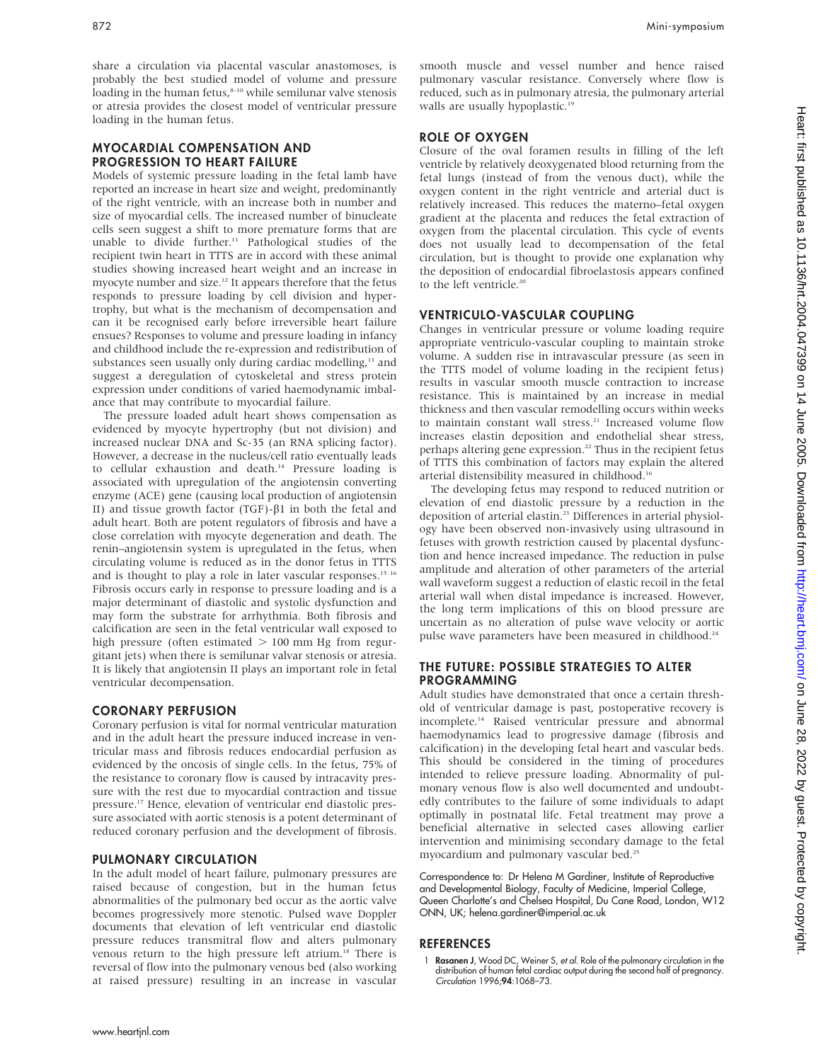share a circulation via placental vascular anastomoses, is probably the best studied model of volume and pressure loading in the human fetus,[8–10] while semilunar valve stenosis or atresia provides the closest model of ventricular pressure loading in the human fetus.

## MYOCARDIAL COMPENSATION AND PROGRESSION TO HEART FAILURE

Models of systemic pressure loading in the fetal lamb have reported an increase in heart size and weight, predominantly of the right ventricle, with an increase both in number and size of myocardial cells. The increased number of binucleate cells seen suggest a shift to more premature forms that are unable to divide further.[11] Pathological studies of the recipient twin heart in TTTS are in accord with these animal studies showing increased heart weight and an increase in myocyte number and size.[12] It appears therefore that the fetus responds to pressure loading by cell division and hypertrophy, but what is the mechanism of decompensation and can it be recognised early before irreversible heart failure ensues? Responses to volume and pressure loading in infancy and childhood include the re-expression and redistribution of substances seen usually only during cardiac modelling,[13] and suggest a deregulation of cytoskeletal and stress protein expression under conditions of varied haemodynamic imbalance that may contribute to myocardial failure.

The pressure loaded adult heart shows compensation as evidenced by myocyte hypertrophy (but not division) and increased nuclear DNA and Sc-35 (an RNA splicing factor). However, a decrease in the nucleus/cell ratio eventually leads to cellular exhaustion and death.[14] Pressure loading is associated with upregulation of the angiotensin converting enzyme (ACE) gene (causing local production of angiotensin II) and tissue growth factor (TGF)-β1 in both the fetal and adult heart. Both are potent regulators of fibrosis and have a close correlation with myocyte degeneration and death. The renin–angiotensin system is upregulated in the fetus, when circulating volume is reduced as in the donor fetus in TTTS and is thought to play a role in later vascular responses.[15 16] Fibrosis occurs early in response to pressure loading and is a major determinant of diastolic and systolic dysfunction and may form the substrate for arrhythmia. Both fibrosis and calcification are seen in the fetal ventricular wall exposed to high pressure (often estimated $> 100$ mm Hg from regurgitant jets) when there is semilunar valvar stenosis or atresia. It is likely that angiotensin II plays an important role in fetal ventricular decompensation.

## CORONARY PERFUSION

Coronary perfusion is vital for normal ventricular maturation and in the adult heart the pressure induced increase in ventricular mass and fibrosis reduces endocardial perfusion as evidenced by the oncosis of single cells. In the fetus, 75% of the resistance to coronary flow is caused by intracavity pressure with the rest due to myocardial contraction and tissue pressure.[17] Hence, elevation of ventricular end diastolic pressure associated with aortic stenosis is a potent determinant of reduced coronary perfusion and the development of fibrosis.

## PULMONARY CIRCULATION

In the adult model of heart failure, pulmonary pressures are raised because of congestion, but in the human fetus abnormalities of the pulmonary bed occur as the aortic valve becomes progressively more stenotic. Pulsed wave Doppler documents that elevation of left ventricular end diastolic pressure reduces transmitral flow and alters pulmonary venous return to the high pressure left atrium.[18] There is reversal of flow into the pulmonary venous bed (also working at raised pressure) resulting in an increase in vascular smooth muscle and vessel number and hence raised pulmonary vascular resistance. Conversely where flow is reduced, such as in pulmonary atresia, the pulmonary arterial walls are usually hypoplastic.[19]

## ROLE OF OXYGEN

Closure of the oval foramen results in filling of the left ventricle by relatively deoxygenated blood returning from the fetal lungs (instead of from the venous duct), while the oxygen content in the right ventricle and arterial duct is relatively increased. This reduces the materno–fetal oxygen gradient at the placenta and reduces the fetal extraction of oxygen from the placental circulation. This cycle of events does not usually lead to decompensation of the fetal circulation, but is thought to provide one explanation why the deposition of endocardial fibroelastosis appears confined to the left ventricle.[20]

## VENTRICULO-VASCULAR COUPLING

Changes in ventricular pressure or volume loading require appropriate ventriculo-vascular coupling to maintain stroke volume. A sudden rise in intravascular pressure (as seen in the TTTS model of volume loading in the recipient fetus) results in vascular smooth muscle contraction to increase resistance. This is maintained by an increase in medial thickness and then vascular remodelling occurs within weeks to maintain constant wall stress.[21] Increased volume flow increases elastin deposition and endothelial shear stress, perhaps altering gene expression.[22] Thus in the recipient fetus of TTTS this combination of factors may explain the altered arterial distensibility measured in childhood.[16]

The developing fetus may respond to reduced nutrition or elevation of end diastolic pressure by a reduction in the deposition of arterial elastin.[23] Differences in arterial physiology have been observed non-invasively using ultrasound in fetuses with growth restriction caused by placental dysfunction and hence increased impedance. The reduction in pulse amplitude and alteration of other parameters of the arterial wall waveform suggest a reduction of elastic recoil in the fetal arterial wall when distal impedance is increased. However, the long term implications of this on blood pressure are uncertain as no alteration of pulse wave velocity or aortic pulse wave parameters have been measured in childhood.[24]

## THE FUTURE: POSSIBLE STRATEGIES TO ALTER PROGRAMMING

Adult studies have demonstrated that once a certain threshold of ventricular damage is past, postoperative recovery is incomplete.[14] Raised ventricular pressure and abnormal haemodynamics lead to progressive damage (fibrosis and calcification) in the developing fetal heart and vascular beds. This should be considered in the timing of procedures intended to relieve pressure loading. Abnormality of pulmonary venous flow is also well documented and undoubtedly contributes to the failure of some individuals to adapt optimally in postnatal life. Fetal treatment may prove a beneficial alternative in selected cases allowing earlier intervention and minimising secondary damage to the fetal myocardium and pulmonary vascular bed.[25]

Correspondence to: Dr Helena M Gardiner, Institute of Reproductive and Developmental Biology, Faculty of Medicine, Imperial College, Queen Charlotte's and Chelsea Hospital, Du Cane Road, London, W12 ONN, UK; helena.gardiner@imperial.ac.uk

## REFERENCES

1. **Rasanen J**, Wood DC, Weiner S, *et al*. Role of the pulmonary circulation in the distribution of human fetal cardiac output during the second half of pregnancy. *Circulation* 1996;**94**:1068–73.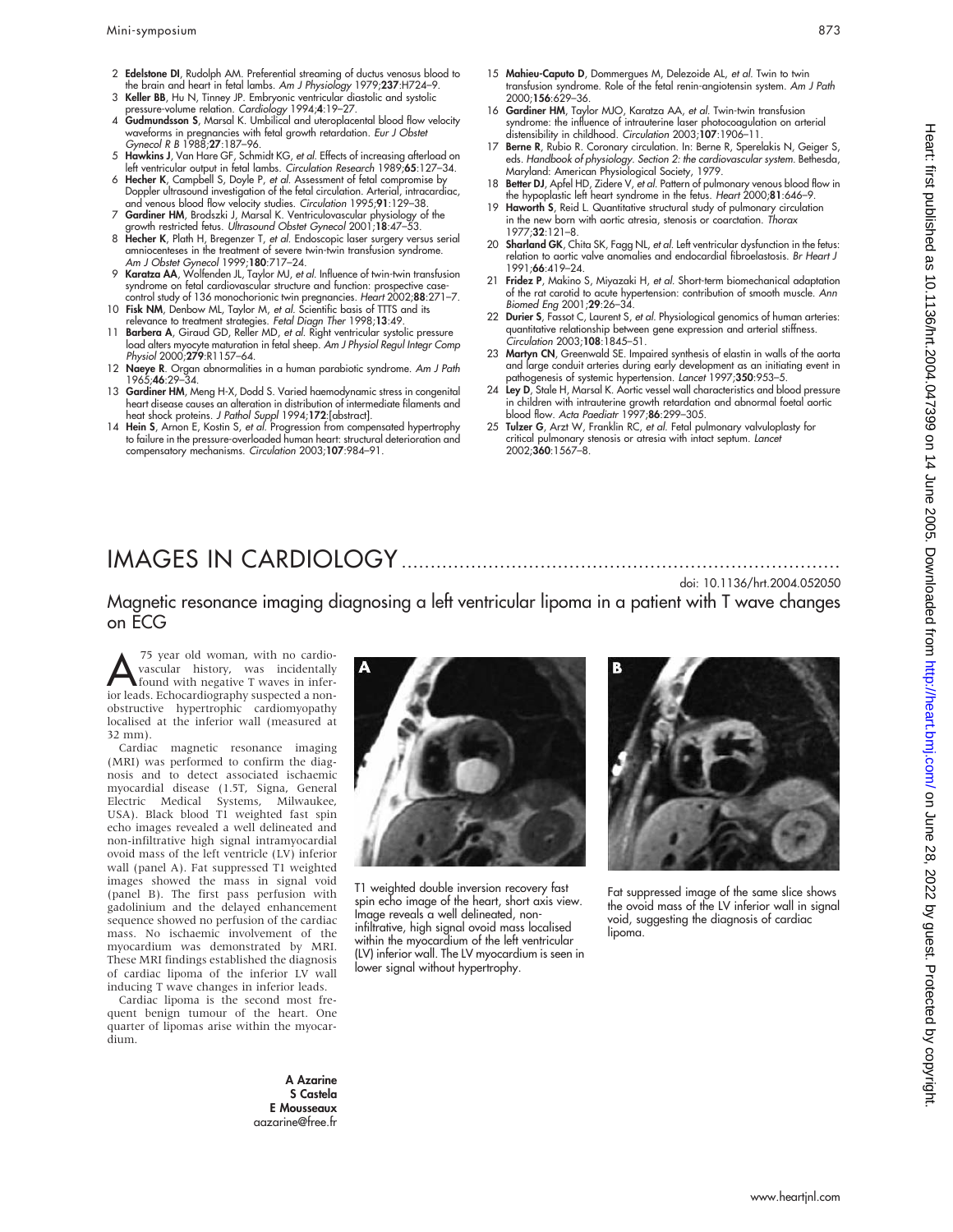2 **Edelstone DI**, Rudolph AM. Preferential streaming of ductus venosus blood to the brain and heart in fetal lambs. *Am J Physiology* 1979;**237**:H724–9.
3 **Keller BB**, Hu N, Tinney JP. Embryonic ventricular diastolic and systolic pressure-volume relation. *Cardiology* 1994;**4**:19–27.
4 **Gudmundsson S**, Marsal K. Umbilical and uteroplacental blood flow velocity waveforms in pregnancies with fetal growth retardation. *Eur J Obstet Gynecol R B* 1988;**27**:187–96.
5 **Hawkins J**, Van Hare GF, Schmidt KG, *et al*. Effects of increasing afterload on left ventricular output in fetal lambs. *Circulation Research* 1989;**65**:127–34.
6 **Hecher K**, Campbell S, Doyle P, *et al*. Assessment of fetal compromise by Doppler ultrasound investigation of the fetal circulation. Arterial, intracardiac, and venous blood flow velocity studies. *Circulation* 1995;**91**:129–38.
7 **Gardiner HM**, Brodszki J, Marsal K. Ventriculovascular physiology of the growth restricted fetus. *Ultrasound Obstet Gynecol* 2001;**18**:47–53.
8 **Hecher K**, Plath H, Bregenzer T, *et al*. Endoscopic laser surgery versus serial amniocenteses in the treatment of severe twin-twin transfusion syndrome. *Am J Obstet Gynecol* 1999;**180**:717–24.
9 **Karatza AA**, Wolfenden JL, Taylor MJ, *et al*. Influence of twin-twin transfusion syndrome on fetal cardiovascular structure and function: prospective case-control study of 136 monochorionic twin pregnancies. *Heart* 2002;**88**:271–7.
10 **Fisk NM**, Denbow ML, Taylor M, *et al*. Scientific basis of TTTS and its relevance to treatment strategies. *Fetal Diagn Ther* 1998;**13**:49.
11 **Barbera A**, Giraud GD, Reller MD, *et al*. Right ventricular systolic pressure load alters myocyte maturation in fetal sheep. *Am J Physiol Regul Integr Comp Physiol* 2000;**279**:R1157–64.
12 **Naeye R**. Organ abnormalities in a human parabiotic syndrome. *Am J Path* 1965;**46**:29–34.
13 **Gardiner HM**, Meng H-X, Dodd S. Varied haemodynamic stress in congenital heart disease causes an alteration in distribution of intermediate filaments and heat shock proteins. *J Pathol Suppl* 1994;**172**:[abstract].
14 **Hein S**, Arnon E, Kostin S, *et al*. Progression from compensated hypertrophy to failure in the pressure-overloaded human heart: structural deterioration and compensatory mechanisms. *Circulation* 2003;**107**:984–91.
15 **Mahieu-Caputo D**, Dommergues M, Delezoide AL, *et al*. Twin to twin transfusion syndrome. Role of the fetal renin-angiotensin system. *Am J Path* 2000;**156**:629–36.
16 **Gardiner HM**, Taylor MJO, Karatza AA, *et al*. Twin-twin transfusion syndrome: the influence of intrauterine laser photocoagulation on arterial distensibility in childhood. *Circulation* 2003;**107**:1906–11.
17 **Berne R**, Rubio R. Coronary circulation. In: Berne R, Sperelakis N, Geiger S, eds. *Handbook of physiology. Section 2: the cardiovascular system*. Bethesda, Maryland: American Physiological Society, 1979.
18 **Better DJ**, Apfel HD, Zidere V, *et al*. Pattern of pulmonary venous blood flow in the hypoplastic left heart syndrome in the fetus. *Heart* 2000;**81**:646–9.
19 **Haworth S**, Reid L. Quantitative structural study of pulmonary circulation in the new born with aortic atresia, stenosis or coarctation. *Thorax* 1977;**32**:121–8.
20 **Sharland GK**, Chita SK, Fagg NL, *et al*. Left ventricular dysfunction in the fetus: relation to aortic valve anomalies and endocardial fibroelastosis. *Br Heart J* 1991;**66**:419–24.
21 **Fridez P**, Makino S, Miyazaki H, *et al*. Short-term biomechanical adaptation of the rat carotid to acute hypertension: contribution of smooth muscle. *Ann Biomed Eng* 2001;**29**:26–34.
22 **Durier S**, Fassot C, Laurent S, *et al*. Physiological genomics of human arteries: quantitative relationship between gene expression and arterial stiffness. *Circulation* 2003;**108**:1845–51.
23 **Martyn CN**, Greenwald SE. Impaired synthesis of elastin in walls of the aorta and large conduit arteries during early development as an initiating event in pathogenesis of systemic hypertension. *Lancet* 1997;**350**:953–5.
24 **Ley D**, Stale H, Marsal K. Aortic vessel wall characteristics and blood pressure in children with intrauterine growth retardation and abnormal foetal aortic blood flow. *Acta Paediatr* 1997;**86**:299–305.
25 **Tulzer G**, Arzt W, Franklin RC, *et al*. Fetal pulmonary valvuloplasty for critical pulmonary stenosis or atresia with intact septum. *Lancet* 2002;**360**:1567–8.

# IMAGES IN CARDIOLOGY

doi: 10.1136/hrt.2004.052050

## Magnetic resonance imaging diagnosing a left ventricular lipoma in a patient with T wave changes on ECG

A 75 year old woman, with no cardiovascular history, was incidentally found with negative T waves in inferior leads. Echocardiography suspected a non-obstructive hypertrophic cardiomyopathy localised at the inferior wall (measured at 32 mm).

Cardiac magnetic resonance imaging (MRI) was performed to confirm the diagnosis and to detect associated ischaemic myocardial disease (1.5T, Signa, General Electric Medical Systems, Milwaukee, USA). Black blood T1 weighted fast spin echo images revealed a well delineated and non-infiltrative high signal intramyocardial ovoid mass of the left ventricle (LV) inferior wall (panel A). Fat suppressed T1 weighted images showed the mass in signal void (panel B). The first pass perfusion with gadolinium and the delayed enhancement sequence showed no perfusion of the cardiac mass. No ischaemic involvement of the myocardium was demonstrated by MRI. These MRI findings established the diagnosis of cardiac lipoma of the inferior LV wall inducing T wave changes in inferior leads.

Cardiac lipoma is the second most frequent benign tumour of the heart. One quarter of lipomas arise within the myocardium.

**A Azarine**
**S Castela**
**E Mousseaux**
aazarine@free.fr

A

T1 weighted double inversion recovery fast spin echo image of the heart, short axis view. Image reveals a well delineated, non-infiltrative, high signal ovoid mass localised within the myocardium of the left ventricular (LV) inferior wall. The LV myocardium is seen in lower signal without hypertrophy.

B

Fat suppressed image of the same slice shows the ovoid mass of the LV inferior wall in signal void, suggesting the diagnosis of cardiac lipoma.